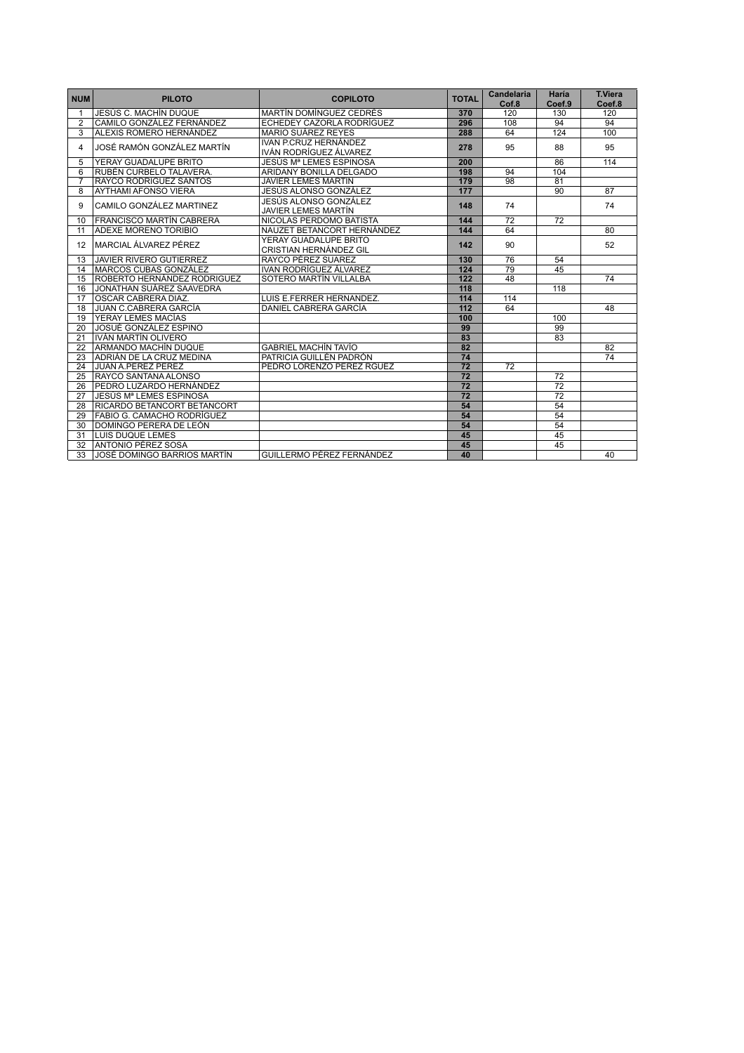| NUM | PILOTO | COPILOTO | TOTAL | Candelaria Cof.8 | Haría Coef.9 | T.Viera Coef.8 |
|---|---|---|---|---|---|---|
| 1 | JESÚS C. MACHÍN DUQUE | MARTÍN DOMÍNGUEZ CEDRÉS | 370 | 120 | 130 | 120 |
| 2 | CAMILO GONZÁLEZ FERNÁNDEZ | ECHEDEY CAZORLA RODRÍGUEZ | 296 | 108 | 94 | 94 |
| 3 | ALEXIS ROMERO HERNÁNDEZ | MARIO SUÁREZ REYES | 288 | 64 | 124 | 100 |
| 4 | JOSÉ RAMÓN GONZÁLEZ MARTÍN | IVAN P.CRUZ HERNÁNDEZ IVÁN RODRÍGUEZ ÁLVAREZ | 278 | 95 | 88 | 95 |
| 5 | YERAY GUADALUPE BRITO | JESÚS Mª LEMES ESPINOSA | 200 | | 86 | 114 |
| 6 | RUBÉN CURBELO TALAVERA. | ARIDANY BONILLA DELGADO | 198 | 94 | 104 | |
| 7 | RAYCO RODRÍGUEZ SANTOS | JAVIER LEMES MARTÍN | 179 | 98 | 81 | |
| 8 | AYTHAMI AFONSO VIERA | JESÚS ALONSO GONZÁLEZ | 177 | | 90 | 87 |
| 9 | CAMILO GONZÁLEZ MARTINEZ | JESÚS ALONSO GONZÁLEZ JAVIER LEMES MARTÍN | 148 | 74 | | 74 |
| 10 | FRANCISCO MARTÍN CABRERA | NICOLAS PERDOMO BATISTA | 144 | 72 | 72 | |
| 11 | ADEXE MORENO TORIBIO | NAUZET BETANCORT HERNÁNDEZ | 144 | 64 | | 80 |
| 12 | MARCIAL ÁLVAREZ PÉREZ | YERAY GUADALUPE BRITO CRISTIAN HERNÁNDEZ GIL | 142 | 90 | | 52 |
| 13 | JAVIER RIVERO GUTIERREZ | RAYCO PÉREZ SUAREZ | 130 | 76 | 54 | |
| 14 | MARCOS CUBAS GONZÁLEZ | IVAN RODRÍGUEZ ÁLVAREZ | 124 | 79 | 45 | |
| 15 | ROBERTO HERNÁNDEZ RODRIGUEZ | SOTERO MARTÍN VILLALBA | 122 | 48 | | 74 |
| 16 | JONATHAN SUÁREZ SAAVEDRA | | 118 | | 118 | |
| 17 | OSCAR CABRERA DIAZ. | LUIS E.FERRER HERNANDEZ. | 114 | 114 | | |
| 18 | JUAN C.CABRERA GARCÍA | DANIEL CABRERA GARCÍA | 112 | 64 | | 48 |
| 19 | YERAY LEMES MACÍAS | | 100 | | 100 | |
| 20 | JOSUÉ GONZÁLEZ ESPINO | | 99 | | 99 | |
| 21 | IVÁN MARTÍN OLIVERO | | 83 | | 83 | |
| 22 | ARMANDO MACHÍN DUQUE | GABRIEL MACHÍN TAVÍO | 82 | | | 82 |
| 23 | ADRIÁN DE LA CRUZ MEDINA | PATRICIA GUILLÉN PADRÓN | 74 | | | 74 |
| 24 | JUAN A.PEREZ PEREZ | PEDRO LORENZO PEREZ RGUEZ | 72 | 72 | | |
| 25 | RAYCO SANTANA ALONSO | | 72 | | 72 | |
| 26 | PEDRO LUZARDO HERNÁNDEZ | | 72 | | 72 | |
| 27 | JESÚS Mª LEMES ESPINOSA | | 72 | | 72 | |
| 28 | RICARDO BETANCORT BETANCORT | | 54 | | 54 | |
| 29 | FABIO G. CAMACHO RODRÍGUEZ | | 54 | | 54 | |
| 30 | DOMINGO PERERA DE LEÓN | | 54 | | 54 | |
| 31 | LUIS DUQUE LEMES | | 45 | | 45 | |
| 32 | ANTONIO PÉREZ SOSA | | 45 | | 45 | |
| 33 | JOSÉ DOMINGO BARRIOS MARTÍN | GUILLERMO PÉREZ FERNÁNDEZ | 40 | | | 40 |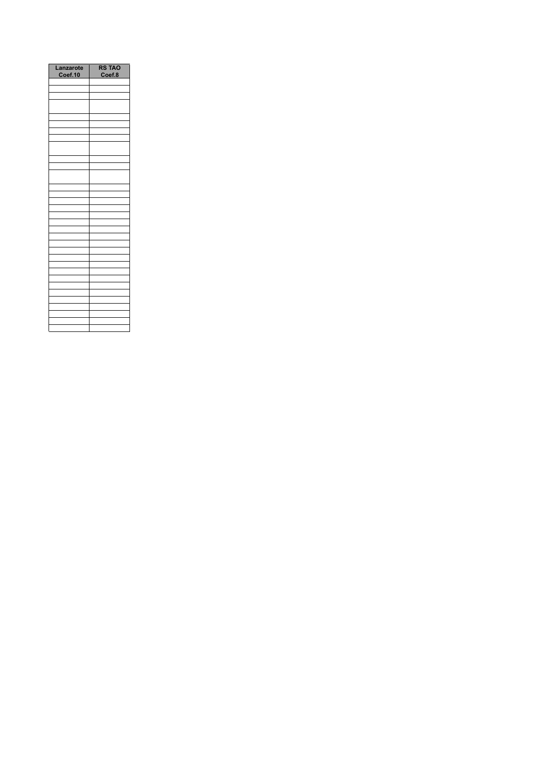| Lanzarote Coef.10 | RS TAO Coef.8 |
|---|---|
| | |
| | |
| | |
| | |
| | |
| | |
| | |
| | |
| | |
| | |
| | |
| | |
| | |
| | |
| | |
| | |
| | |
| | |
| | |
| | |
| | |
| | |
| | |
| | |
| | |
| | |
| | |
| | |
| | |
| | |
| | |
| | |
| | |
| | |